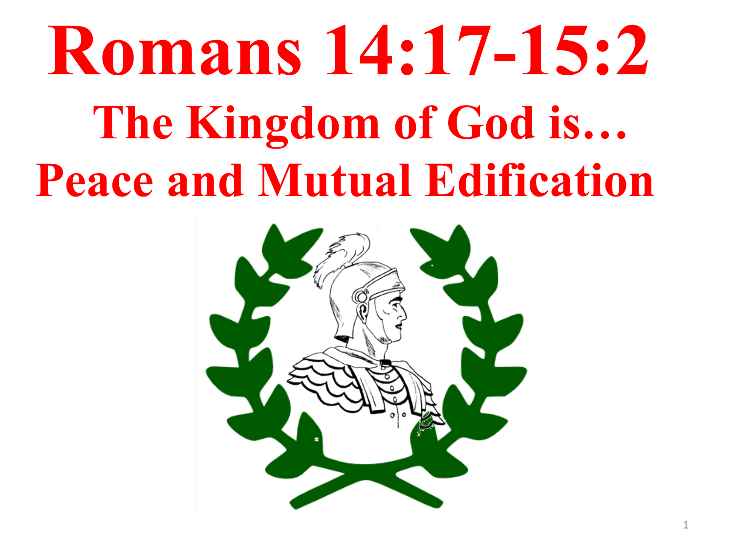# Romans 14:17-15:2

## The Kingdom of God is…

## Peace and Mutual Edification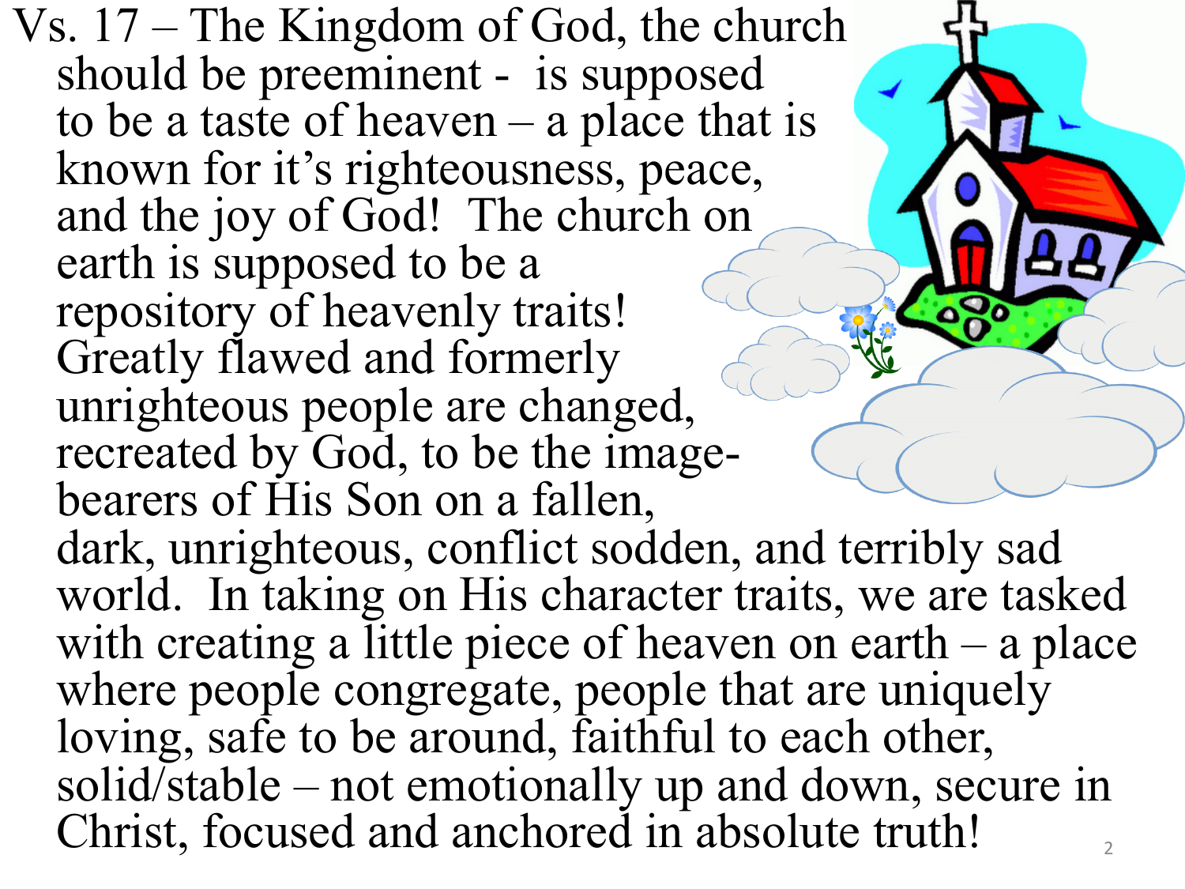Vs. 17 – The Kingdom of God, the church should be preeminent - is supposed to be a taste of heaven – a place that is known for it's righteousness, peace, and the joy of God! The church on earth is supposed to be a repository of heavenly traits! Greatly flawed and formerly unrighteous people are changed, recreated by God, to be the image-bearers of His Son on a fallen, dark, unrighteous, conflict sodden, and terribly sad world. In taking on His character traits, we are tasked with creating a little piece of heaven on earth – a place where people congregate, people that are uniquely loving, safe to be around, faithful to each other, solid/stable – not emotionally up and down, secure in Christ, focused and anchored in absolute truth!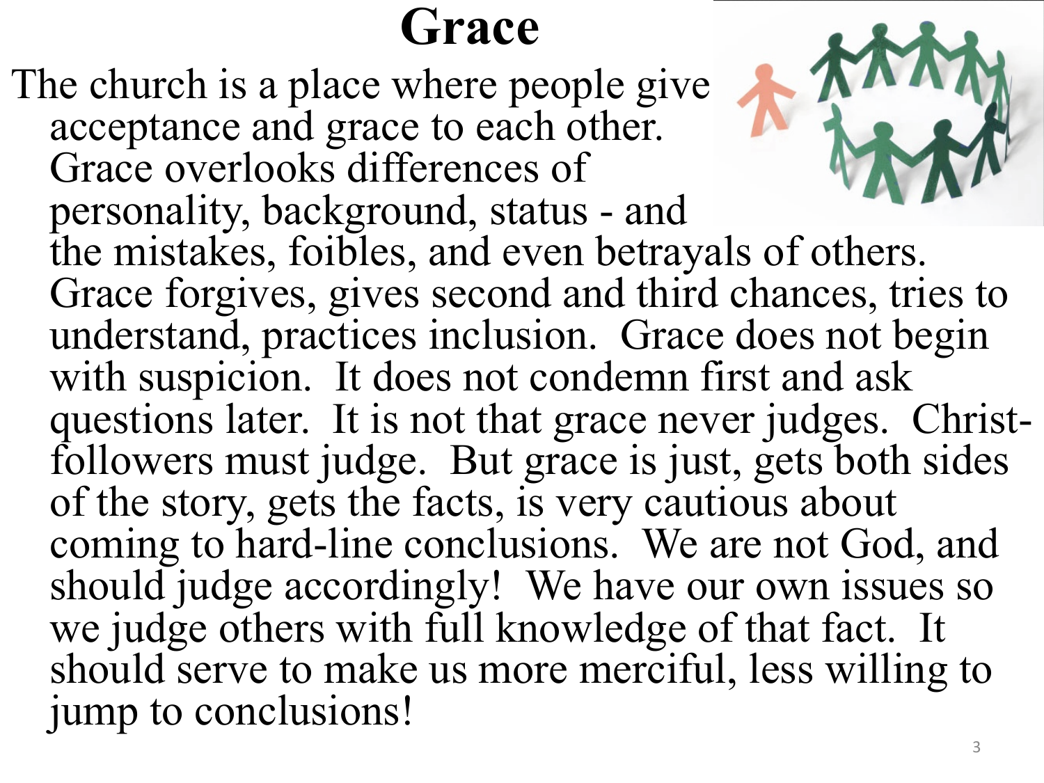# Grace

The church is a place where people give acceptance and grace to each other. Grace overlooks differences of personality, background, status - and the mistakes, foibles, and even betrayals of others. Grace forgives, gives second and third chances, tries to understand, practices inclusion. Grace does not begin with suspicion. It does not condemn first and ask questions later. It is not that grace never judges. Christ-followers must judge. But grace is just, gets both sides of the story, gets the facts, is very cautious about coming to hard-line conclusions. We are not God, and should judge accordingly! We have our own issues so we judge others with full knowledge of that fact. It should serve to make us more merciful, less willing to jump to conclusions!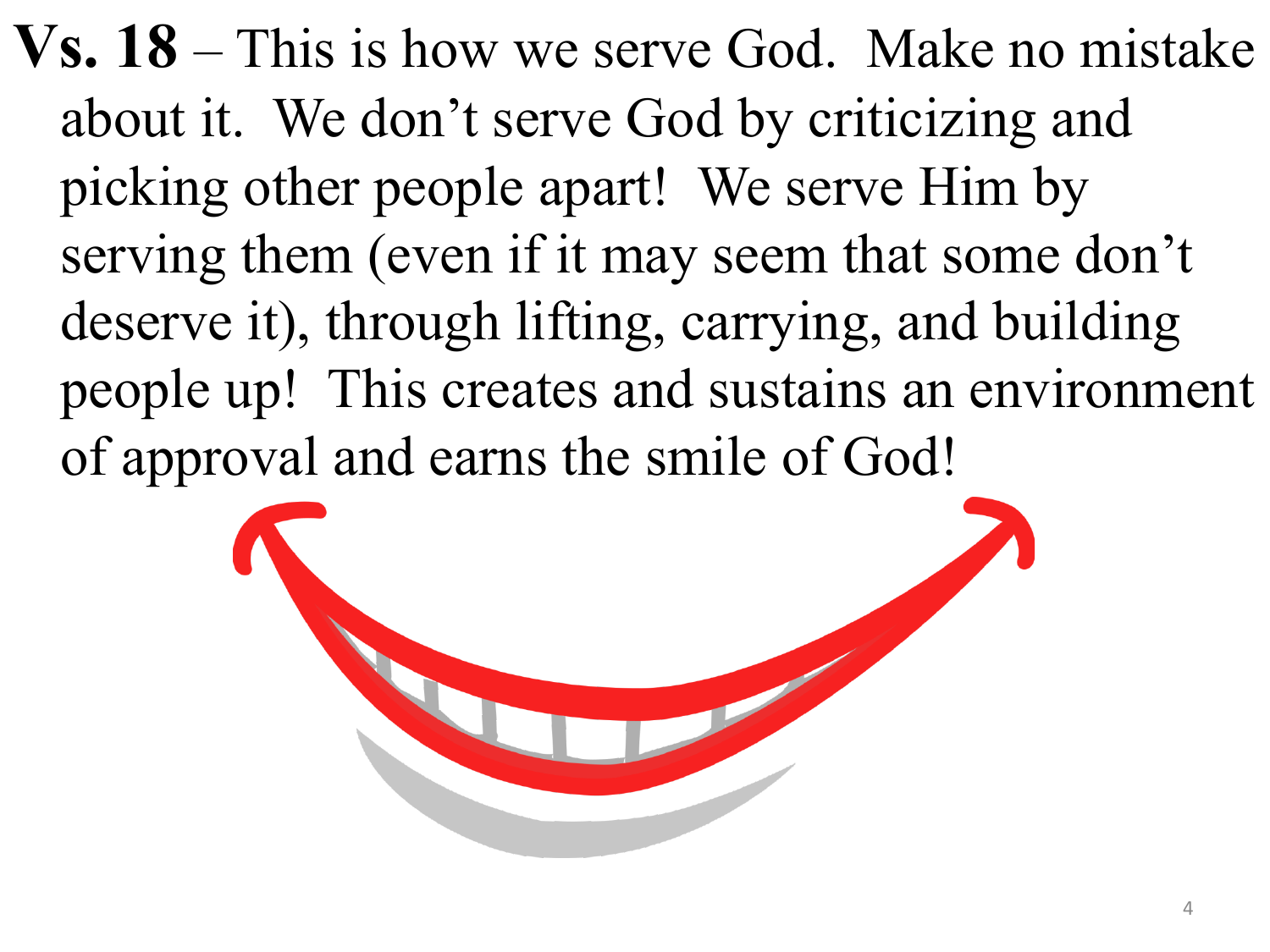**Vs. 18** – This is how we serve God. Make no mistake about it. We don't serve God by criticizing and picking other people apart! We serve Him by serving them (even if it may seem that some don't deserve it), through lifting, carrying, and building people up! This creates and sustains an environment of approval and earns the smile of God!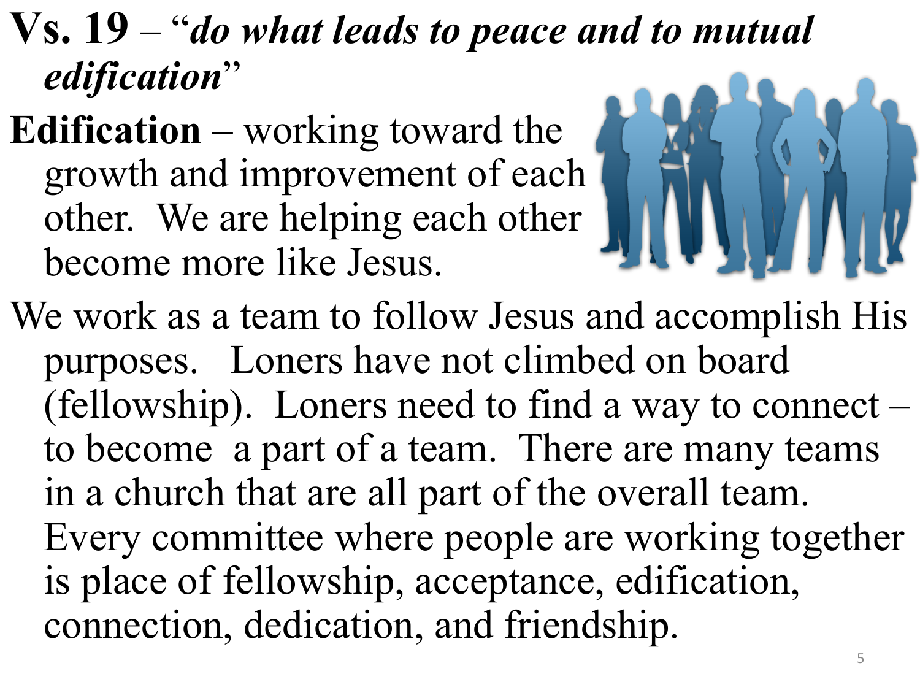**Vs. 19** – "***do what leads to peace and to mutual edification***"

**Edification** – working toward the growth and improvement of each other. We are helping each other become more like Jesus.

We work as a team to follow Jesus and accomplish His purposes. Loners have not climbed on board (fellowship). Loners need to find a way to connect – to become a part of a team. There are many teams in a church that are all part of the overall team. Every committee where people are working together is place of fellowship, acceptance, edification, connection, dedication, and friendship.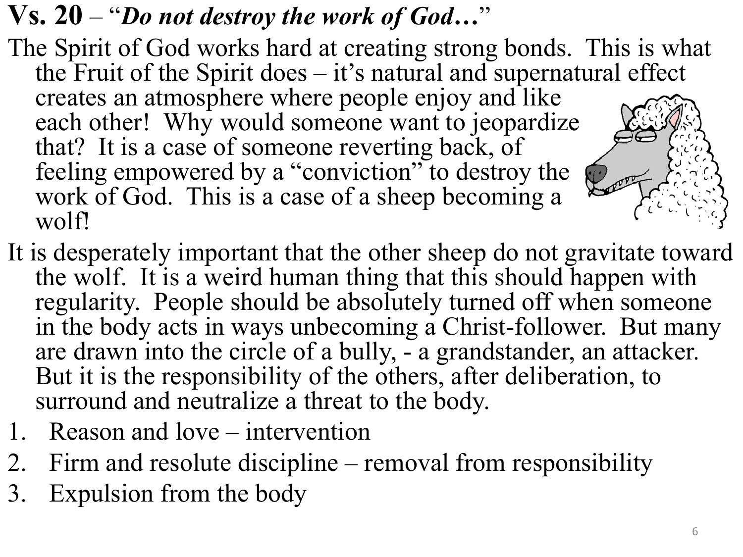**Vs. 20** – "***Do not destroy the work of God…***"

The Spirit of God works hard at creating strong bonds. This is what the Fruit of the Spirit does – it's natural and supernatural effect creates an atmosphere where people enjoy and like each other! Why would someone want to jeopardize that? It is a case of someone reverting back, of feeling empowered by a "conviction" to destroy the work of God. This is a case of a sheep becoming a wolf!

It is desperately important that the other sheep do not gravitate toward the wolf. It is a weird human thing that this should happen with regularity. People should be absolutely turned off when someone in the body acts in ways unbecoming a Christ-follower. But many are drawn into the circle of a bully, - a grandstander, an attacker. But it is the responsibility of the others, after deliberation, to surround and neutralize a threat to the body.

1. Reason and love – intervention
2. Firm and resolute discipline – removal from responsibility
3. Expulsion from the body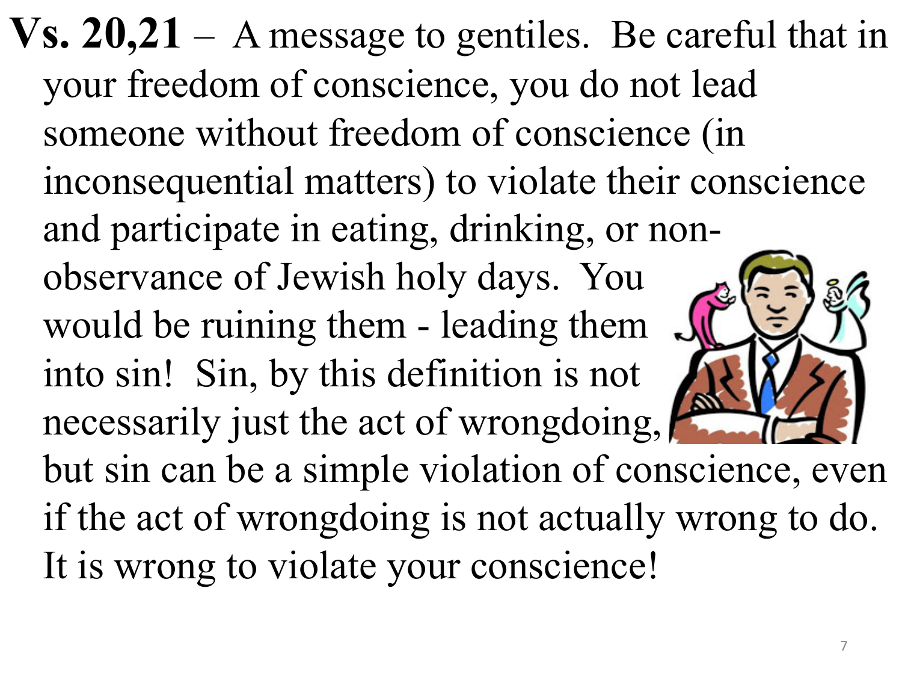**Vs. 20,21** – A message to gentiles. Be careful that in your freedom of conscience, you do not lead someone without freedom of conscience (in inconsequential matters) to violate their conscience and participate in eating, drinking, or non-observance of Jewish holy days. You would be ruining them - leading them into sin! Sin, by this definition is not necessarily just the act of wrongdoing, but sin can be a simple violation of conscience, even if the act of wrongdoing is not actually wrong to do. It is wrong to violate your conscience!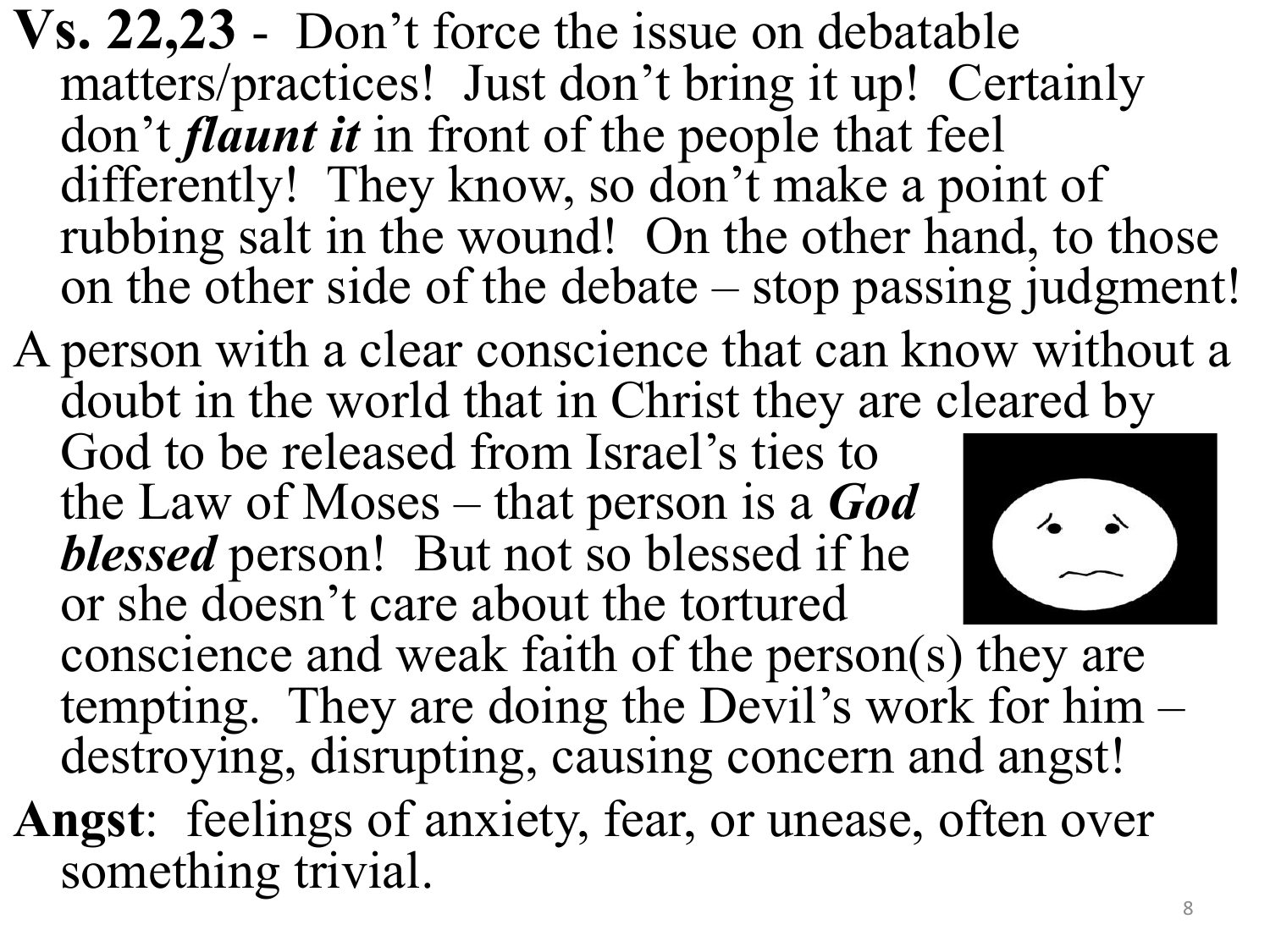**Vs. 22,23** - Don't force the issue on debatable matters/practices! Just don't bring it up! Certainly don't ***flaunt it*** in front of the people that feel differently! They know, so don't make a point of rubbing salt in the wound! On the other hand, to those on the other side of the debate – stop passing judgment!

A person with a clear conscience that can know without a doubt in the world that in Christ they are cleared by God to be released from Israel's ties to the Law of Moses – that person is a ***God blessed*** person! But not so blessed if he or she doesn't care about the tortured conscience and weak faith of the person(s) they are tempting. They are doing the Devil's work for him – destroying, disrupting, causing concern and angst!

**Angst**: feelings of anxiety, fear, or unease, often over something trivial.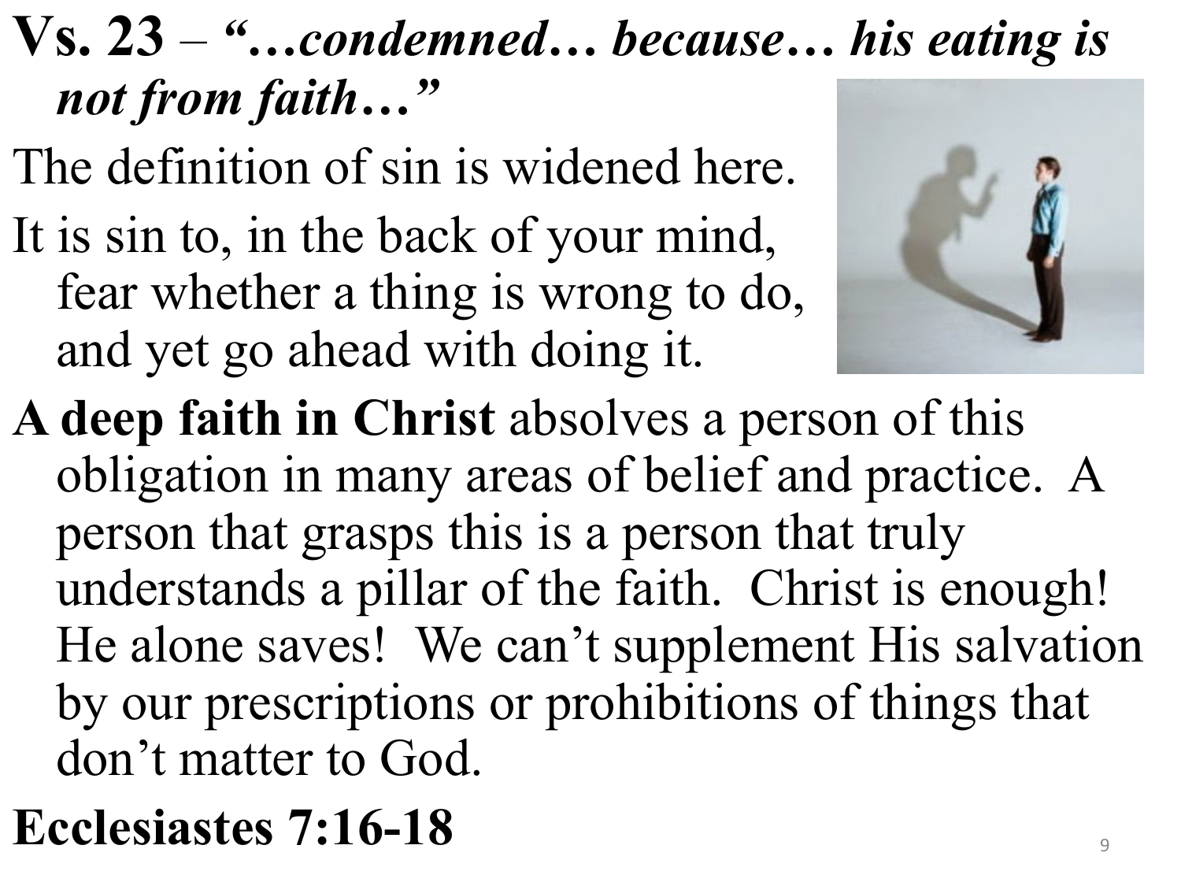**Vs. 23** – ***"…condemned… because… his eating is not from faith…"***

The definition of sin is widened here.

It is sin to, in the back of your mind, fear whether a thing is wrong to do, and yet go ahead with doing it.

**A deep faith in Christ** absolves a person of this obligation in many areas of belief and practice. A person that grasps this is a person that truly understands a pillar of the faith. Christ is enough! He alone saves! We can't supplement His salvation by our prescriptions or prohibitions of things that don't matter to God.

**Ecclesiastes 7:16-18**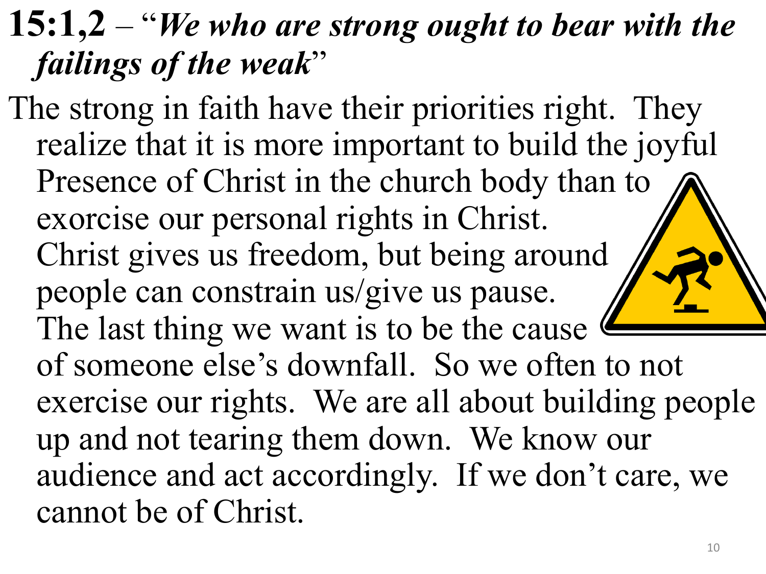**15:1,2** – "***We who are strong ought to bear with the failings of the weak***"

The strong in faith have their priorities right. They realize that it is more important to build the joyful Presence of Christ in the church body than to exorcise our personal rights in Christ. Christ gives us freedom, but being around people can constrain us/give us pause. The last thing we want is to be the cause of someone else's downfall. So we often to not exercise our rights. We are all about building people up and not tearing them down. We know our audience and act accordingly. If we don't care, we cannot be of Christ.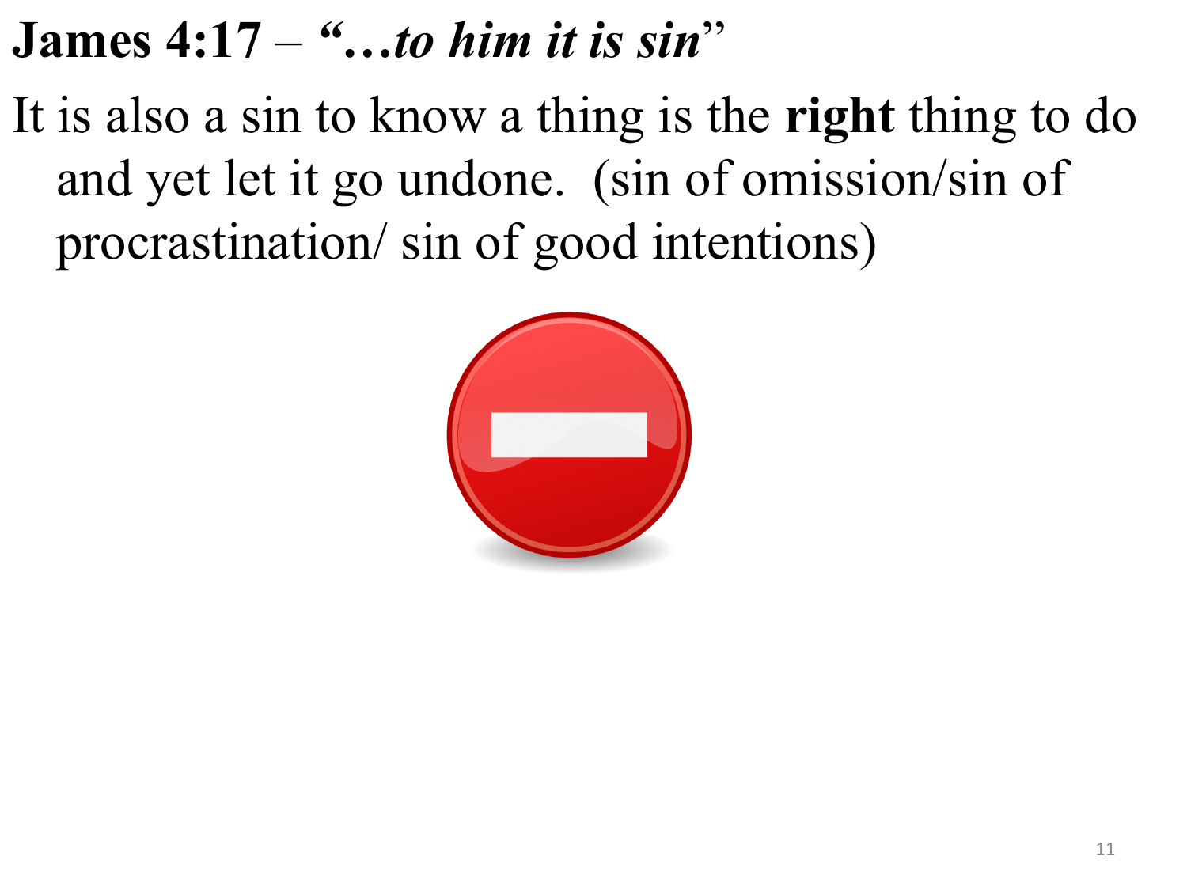**James 4:17** – ***"…to him it is sin"***

It is also a sin to know a thing is the **right** thing to do and yet let it go undone. (sin of omission/sin of procrastination/ sin of good intentions)